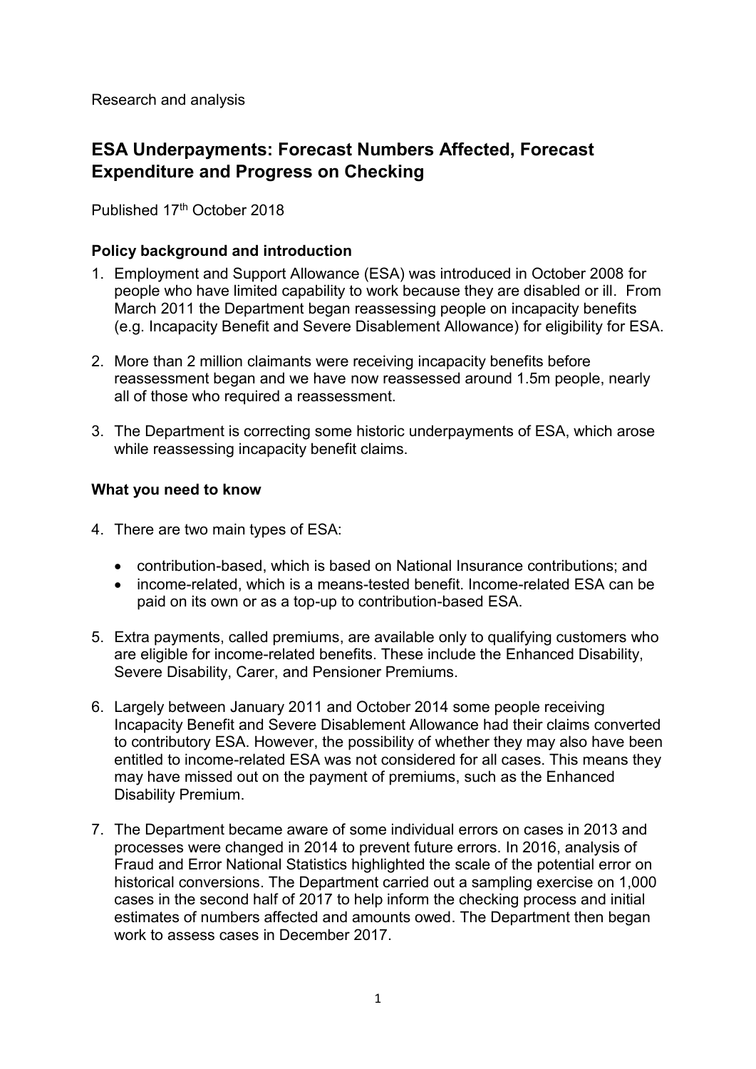Research and analysis

# ESA Underpayments: Forecast Numbers Affected, Forecast Expenditure and Progress on Checking

Published 17th October 2018

### Policy background and introduction

1. Employment and Support Allowance (ESA) was introduced in October 2008 for people who have limited capability to work because they are disabled or ill. From March 2011 the Department began reassessing people on incapacity benefits (e.g. Incapacity Benefit and Severe Disablement Allowance) for eligibility for ESA.

2. More than 2 million claimants were receiving incapacity benefits before reassessment began and we have now reassessed around 1.5m people, nearly all of those who required a reassessment.

3. The Department is correcting some historic underpayments of ESA, which arose while reassessing incapacity benefit claims.

### What you need to know

4. There are two main types of ESA:

    - contribution-based, which is based on National Insurance contributions; and
    - income-related, which is a means-tested benefit. Income-related ESA can be paid on its own or as a top-up to contribution-based ESA.

5. Extra payments, called premiums, are available only to qualifying customers who are eligible for income-related benefits. These include the Enhanced Disability, Severe Disability, Carer, and Pensioner Premiums.

6. Largely between January 2011 and October 2014 some people receiving Incapacity Benefit and Severe Disablement Allowance had their claims converted to contributory ESA. However, the possibility of whether they may also have been entitled to income-related ESA was not considered for all cases. This means they may have missed out on the payment of premiums, such as the Enhanced Disability Premium.

7. The Department became aware of some individual errors on cases in 2013 and processes were changed in 2014 to prevent future errors. In 2016, analysis of Fraud and Error National Statistics highlighted the scale of the potential error on historical conversions. The Department carried out a sampling exercise on 1,000 cases in the second half of 2017 to help inform the checking process and initial estimates of numbers affected and amounts owed. The Department then began work to assess cases in December 2017.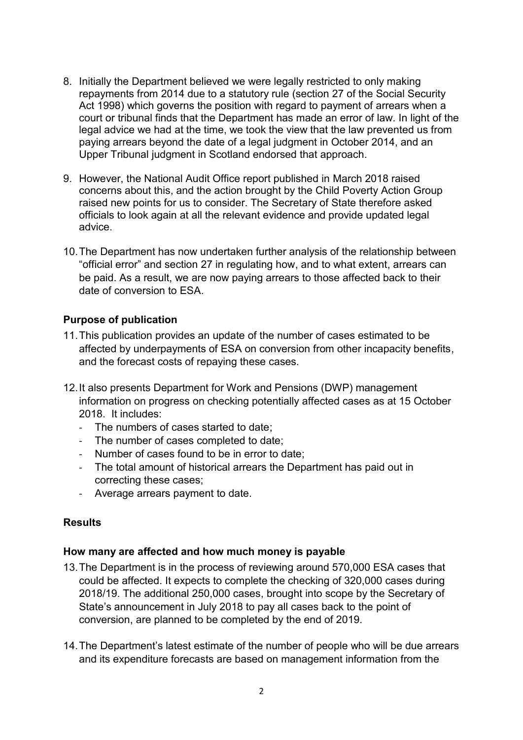8. Initially the Department believed we were legally restricted to only making repayments from 2014 due to a statutory rule (section 27 of the Social Security Act 1998) which governs the position with regard to payment of arrears when a court or tribunal finds that the Department has made an error of law. In light of the legal advice we had at the time, we took the view that the law prevented us from paying arrears beyond the date of a legal judgment in October 2014, and an Upper Tribunal judgment in Scotland endorsed that approach.

9. However, the National Audit Office report published in March 2018 raised concerns about this, and the action brought by the Child Poverty Action Group raised new points for us to consider. The Secretary of State therefore asked officials to look again at all the relevant evidence and provide updated legal advice.

10. The Department has now undertaken further analysis of the relationship between "official error" and section 27 in regulating how, and to what extent, arrears can be paid. As a result, we are now paying arrears to those affected back to their date of conversion to ESA.

### Purpose of publication

11. This publication provides an update of the number of cases estimated to be affected by underpayments of ESA on conversion from other incapacity benefits, and the forecast costs of repaying these cases.

12. It also presents Department for Work and Pensions (DWP) management information on progress on checking potentially affected cases as at 15 October 2018. It includes:
    - The numbers of cases started to date;
    - The number of cases completed to date;
    - Number of cases found to be in error to date;
    - The total amount of historical arrears the Department has paid out in correcting these cases;
    - Average arrears payment to date.

## Results

### How many are affected and how much money is payable

13. The Department is in the process of reviewing around 570,000 ESA cases that could be affected. It expects to complete the checking of 320,000 cases during 2018/19. The additional 250,000 cases, brought into scope by the Secretary of State's announcement in July 2018 to pay all cases back to the point of conversion, are planned to be completed by the end of 2019.

14. The Department's latest estimate of the number of people who will be due arrears and its expenditure forecasts are based on management information from the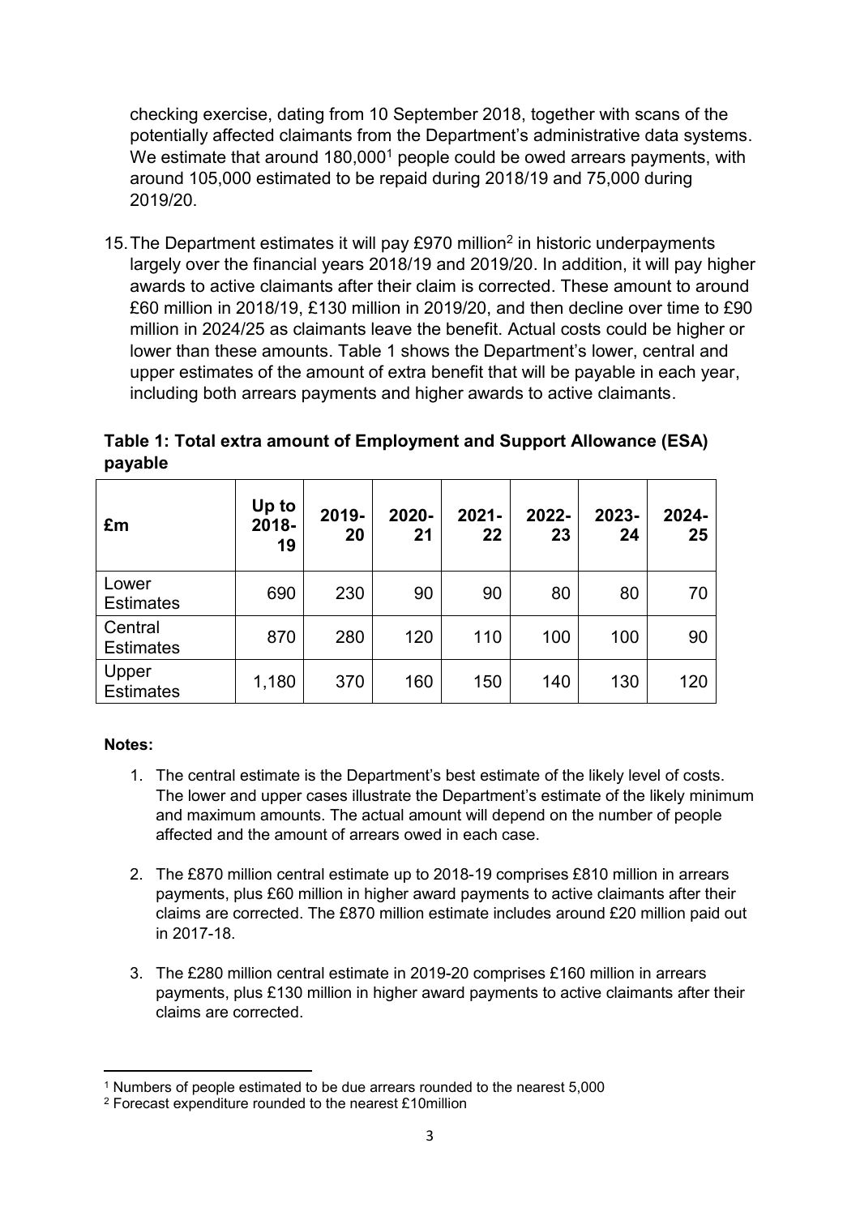checking exercise, dating from 10 September 2018, together with scans of the potentially affected claimants from the Department's administrative data systems. We estimate that around 180,000[1] people could be owed arrears payments, with around 105,000 estimated to be repaid during 2018/19 and 75,000 during 2019/20.

15. The Department estimates it will pay £970 million[2] in historic underpayments largely over the financial years 2018/19 and 2019/20. In addition, it will pay higher awards to active claimants after their claim is corrected. These amount to around £60 million in 2018/19, £130 million in 2019/20, and then decline over time to £90 million in 2024/25 as claimants leave the benefit. Actual costs could be higher or lower than these amounts. Table 1 shows the Department's lower, central and upper estimates of the amount of extra benefit that will be payable in each year, including both arrears payments and higher awards to active claimants.

**Table 1: Total extra amount of Employment and Support Allowance (ESA) payable**

| £m | Up to 2018-19 | 2019-20 | 2020-21 | 2021-22 | 2022-23 | 2023-24 | 2024-25 |
|---|---|---|---|---|---|---|---|
| Lower Estimates | 690 | 230 | 90 | 90 | 80 | 80 | 70 |
| Central Estimates | 870 | 280 | 120 | 110 | 100 | 100 | 90 |
| Upper Estimates | 1,180 | 370 | 160 | 150 | 140 | 130 | 120 |

**Notes:**

1. The central estimate is the Department's best estimate of the likely level of costs. The lower and upper cases illustrate the Department's estimate of the likely minimum and maximum amounts. The actual amount will depend on the number of people affected and the amount of arrears owed in each case.

2. The £870 million central estimate up to 2018-19 comprises £810 million in arrears payments, plus £60 million in higher award payments to active claimants after their claims are corrected. The £870 million estimate includes around £20 million paid out in 2017-18.

3. The £280 million central estimate in 2019-20 comprises £160 million in arrears payments, plus £130 million in higher award payments to active claimants after their claims are corrected.

[1] Numbers of people estimated to be due arrears rounded to the nearest 5,000

[2] Forecast expenditure rounded to the nearest £10million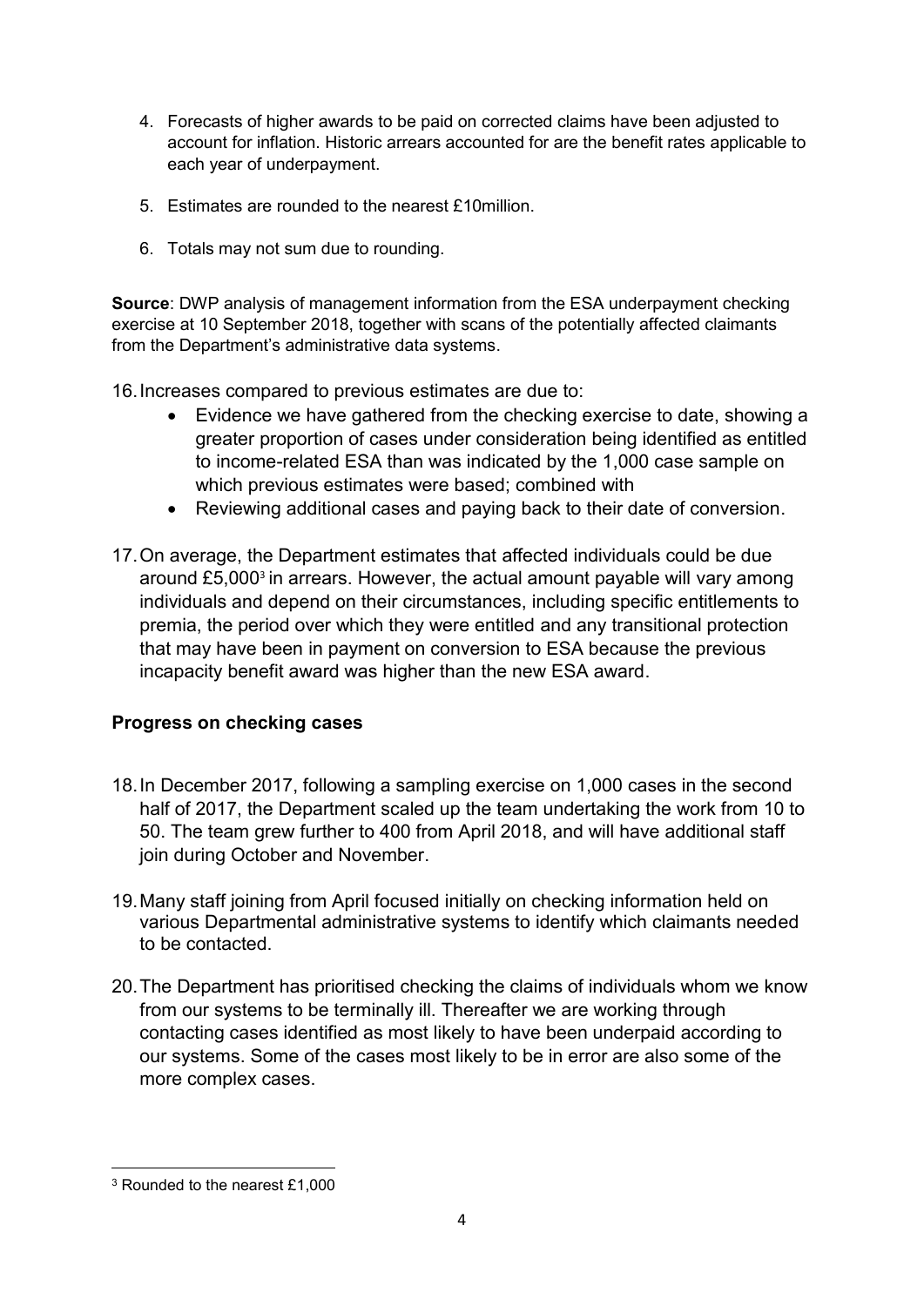4. Forecasts of higher awards to be paid on corrected claims have been adjusted to account for inflation. Historic arrears accounted for are the benefit rates applicable to each year of underpayment.

5. Estimates are rounded to the nearest £10million.

6. Totals may not sum due to rounding.

**Source**: DWP analysis of management information from the ESA underpayment checking exercise at 10 September 2018, together with scans of the potentially affected claimants from the Department's administrative data systems.

16. Increases compared to previous estimates are due to:
    - Evidence we have gathered from the checking exercise to date, showing a greater proportion of cases under consideration being identified as entitled to income-related ESA than was indicated by the 1,000 case sample on which previous estimates were based; combined with
    - Reviewing additional cases and paying back to their date of conversion.

17. On average, the Department estimates that affected individuals could be due around £5,000[3] in arrears. However, the actual amount payable will vary among individuals and depend on their circumstances, including specific entitlements to premia, the period over which they were entitled and any transitional protection that may have been in payment on conversion to ESA because the previous incapacity benefit award was higher than the new ESA award.

## Progress on checking cases

18. In December 2017, following a sampling exercise on 1,000 cases in the second half of 2017, the Department scaled up the team undertaking the work from 10 to 50. The team grew further to 400 from April 2018, and will have additional staff join during October and November.

19. Many staff joining from April focused initially on checking information held on various Departmental administrative systems to identify which claimants needed to be contacted.

20. The Department has prioritised checking the claims of individuals whom we know from our systems to be terminally ill. Thereafter we are working through contacting cases identified as most likely to have been underpaid according to our systems. Some of the cases most likely to be in error are also some of the more complex cases.

[3] Rounded to the nearest £1,000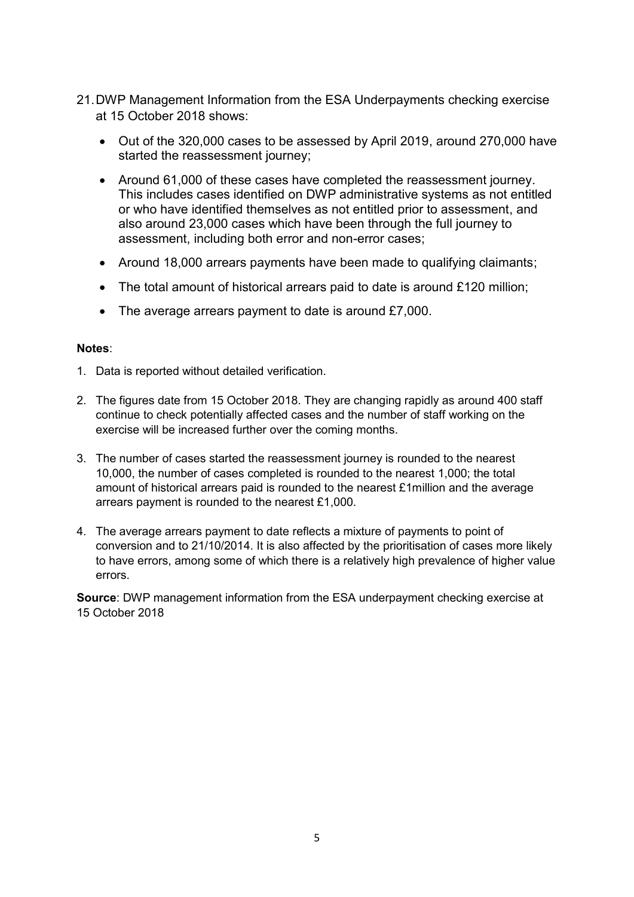21. DWP Management Information from the ESA Underpayments checking exercise at 15 October 2018 shows:

    - Out of the 320,000 cases to be assessed by April 2019, around 270,000 have started the reassessment journey;
    - Around 61,000 of these cases have completed the reassessment journey. This includes cases identified on DWP administrative systems as not entitled or who have identified themselves as not entitled prior to assessment, and also around 23,000 cases which have been through the full journey to assessment, including both error and non-error cases;
    - Around 18,000 arrears payments have been made to qualifying claimants;
    - The total amount of historical arrears paid to date is around £120 million;
    - The average arrears payment to date is around £7,000.

**Notes**:

1. Data is reported without detailed verification.
2. The figures date from 15 October 2018. They are changing rapidly as around 400 staff continue to check potentially affected cases and the number of staff working on the exercise will be increased further over the coming months.
3. The number of cases started the reassessment journey is rounded to the nearest 10,000, the number of cases completed is rounded to the nearest 1,000; the total amount of historical arrears paid is rounded to the nearest £1million and the average arrears payment is rounded to the nearest £1,000.
4. The average arrears payment to date reflects a mixture of payments to point of conversion and to 21/10/2014. It is also affected by the prioritisation of cases more likely to have errors, among some of which there is a relatively high prevalence of higher value errors.

**Source**: DWP management information from the ESA underpayment checking exercise at 15 October 2018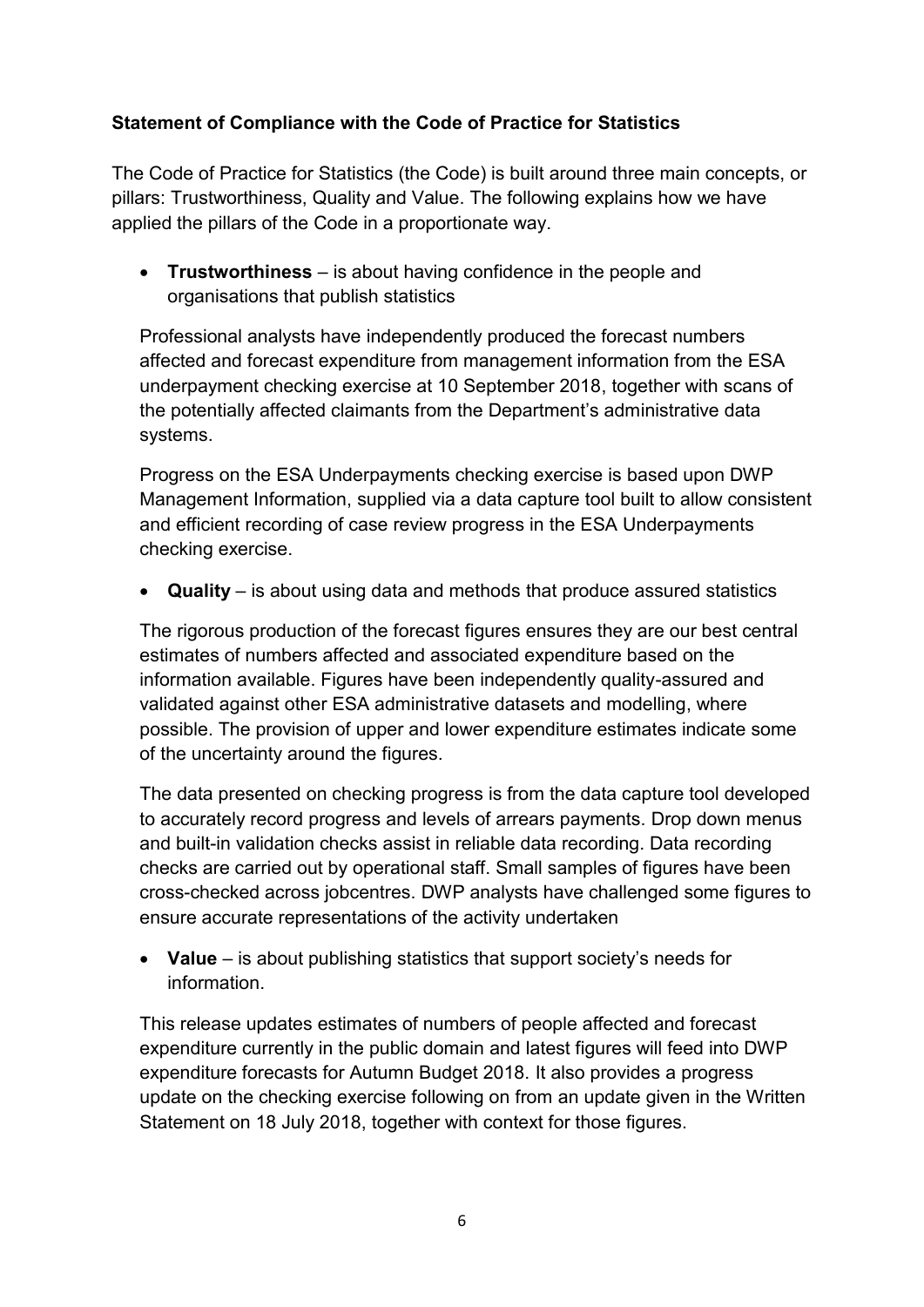**Statement of Compliance with the Code of Practice for Statistics**

The Code of Practice for Statistics (the Code) is built around three main concepts, or pillars: Trustworthiness, Quality and Value. The following explains how we have applied the pillars of the Code in a proportionate way.

- **Trustworthiness** – is about having confidence in the people and organisations that publish statistics

Professional analysts have independently produced the forecast numbers affected and forecast expenditure from management information from the ESA underpayment checking exercise at 10 September 2018, together with scans of the potentially affected claimants from the Department's administrative data systems.

Progress on the ESA Underpayments checking exercise is based upon DWP Management Information, supplied via a data capture tool built to allow consistent and efficient recording of case review progress in the ESA Underpayments checking exercise.

- **Quality** – is about using data and methods that produce assured statistics

The rigorous production of the forecast figures ensures they are our best central estimates of numbers affected and associated expenditure based on the information available. Figures have been independently quality-assured and validated against other ESA administrative datasets and modelling, where possible. The provision of upper and lower expenditure estimates indicate some of the uncertainty around the figures.

The data presented on checking progress is from the data capture tool developed to accurately record progress and levels of arrears payments. Drop down menus and built-in validation checks assist in reliable data recording. Data recording checks are carried out by operational staff. Small samples of figures have been cross-checked across jobcentres. DWP analysts have challenged some figures to ensure accurate representations of the activity undertaken

- **Value** – is about publishing statistics that support society's needs for information.

This release updates estimates of numbers of people affected and forecast expenditure currently in the public domain and latest figures will feed into DWP expenditure forecasts for Autumn Budget 2018. It also provides a progress update on the checking exercise following on from an update given in the Written Statement on 18 July 2018, together with context for those figures.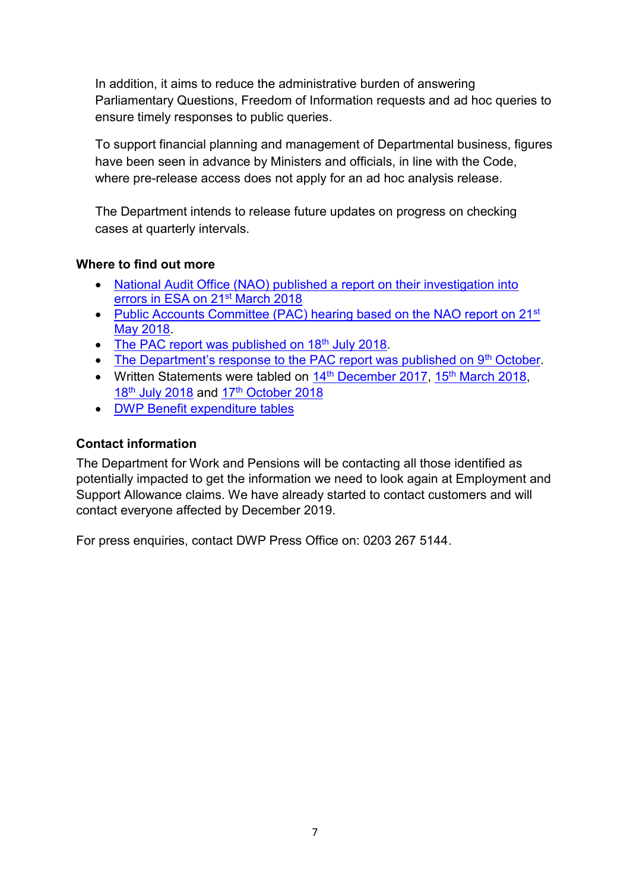In addition, it aims to reduce the administrative burden of answering Parliamentary Questions, Freedom of Information requests and ad hoc queries to ensure timely responses to public queries.

To support financial planning and management of Departmental business, figures have been seen in advance by Ministers and officials, in line with the Code, where pre-release access does not apply for an ad hoc analysis release.

The Department intends to release future updates on progress on checking cases at quarterly intervals.

**Where to find out more**

- National Audit Office (NAO) published a report on their investigation into errors in ESA on 21st March 2018
- Public Accounts Committee (PAC) hearing based on the NAO report on 21st May 2018.
- The PAC report was published on 18th July 2018.
- The Department's response to the PAC report was published on 9th October.
- Written Statements were tabled on 14th December 2017, 15th March 2018, 18th July 2018 and 17th October 2018
- DWP Benefit expenditure tables

**Contact information**

The Department for Work and Pensions will be contacting all those identified as potentially impacted to get the information we need to look again at Employment and Support Allowance claims. We have already started to contact customers and will contact everyone affected by December 2019.

For press enquiries, contact DWP Press Office on: 0203 267 5144.